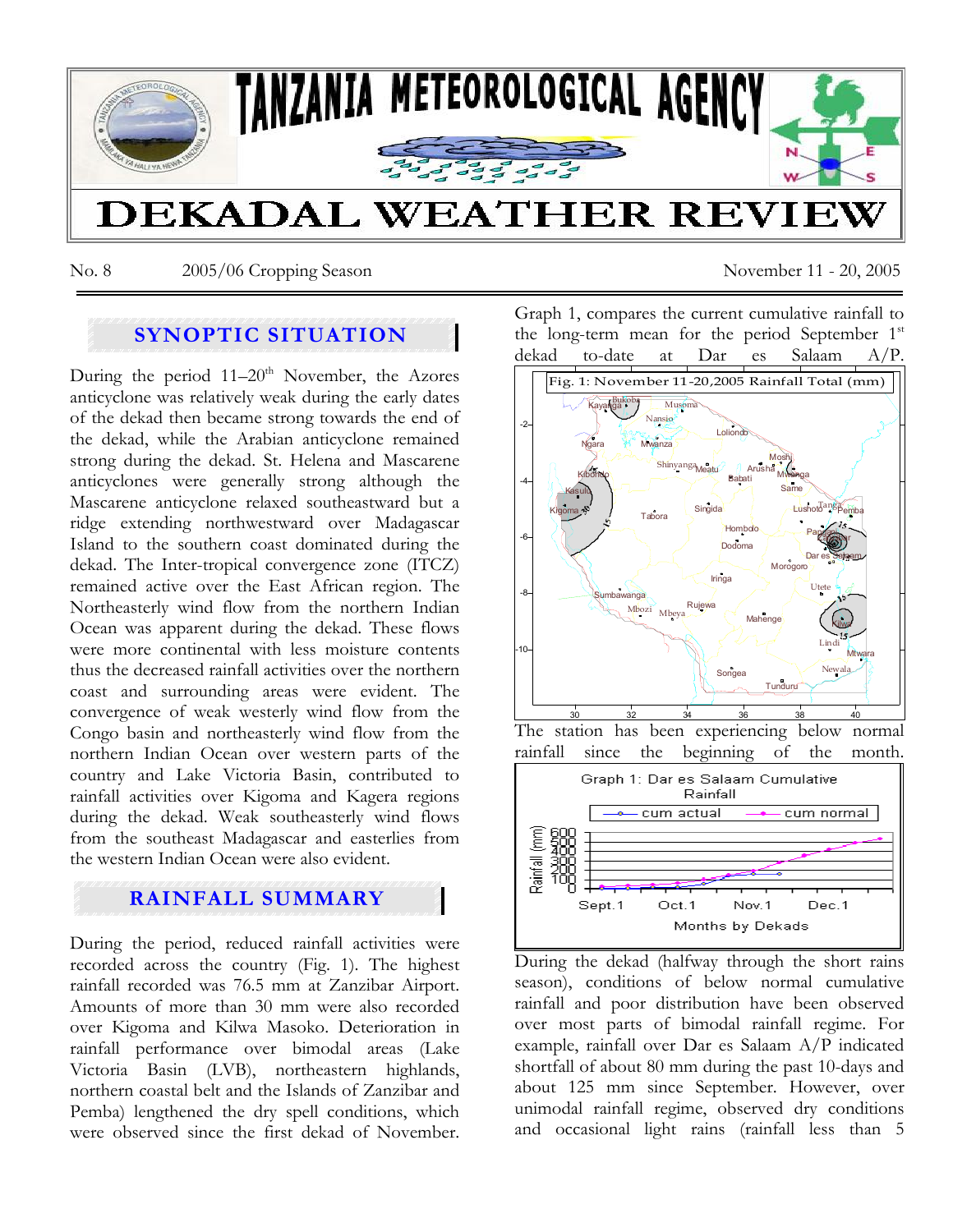# TANZANIA METEOROLOGICAL AGENCY

# DEKADAL WEATHER REVIEW

No. 8 2005/06 Cropping Season November 11 - 20, 2005

## SYNOPTIC SITUATION

During the period 11–20th November, the Azores anticyclone was relatively weak during the early dates of the dekad then became strong towards the end of the dekad, while the Arabian anticyclone remained strong during the dekad. St. Helena and Mascarene anticyclones were generally strong although the Mascarene anticyclone relaxed southeastward but a ridge extending northwestward over Madagascar Island to the southern coast dominated during the dekad. The Inter-tropical convergence zone (ITCZ) remained active over the East African region. The Northeasterly wind flow from the northern Indian Ocean was apparent during the dekad. These flows were more continental with less moisture contents thus the decreased rainfall activities over the northern coast and surrounding areas were evident. The convergence of weak westerly wind flow from the Congo basin and northeasterly wind flow from the northern Indian Ocean over western parts of the country and Lake Victoria Basin, contributed to rainfall activities over Kigoma and Kagera regions during the dekad. Weak southeasterly wind flows from the southeast Madagascar and easterlies from the western Indian Ocean were also evident.

## RAINFALL SUMMARY

During the period, reduced rainfall activities were recorded across the country (Fig. 1). The highest rainfall recorded was 76.5 mm at Zanzibar Airport. Amounts of more than 30 mm were also recorded over Kigoma and Kilwa Masoko. Deterioration in rainfall performance over bimodal areas (Lake Victoria Basin (LVB), northeastern highlands, northern coastal belt and the Islands of Zanzibar and Pemba) lengthened the dry spell conditions, which were observed since the first dekad of November.

Graph 1, compares the current cumulative rainfall to the long-term mean for the period September 1st dekad to-date at Dar es Salaam A/P.

Fig. 1: November 11-20,2005 Rainfall Total (mm)

The station has been experiencing below normal rainfall since the beginning of the month.

Graph 1: Dar es Salaam Cumulative Rainfall

During the dekad (halfway through the short rains season), conditions of below normal cumulative rainfall and poor distribution have been observed over most parts of bimodal rainfall regime. For example, rainfall over Dar es Salaam A/P indicated shortfall of about 80 mm during the past 10-days and about 125 mm since September. However, over unimodal rainfall regime, observed dry conditions and occasional light rains (rainfall less than 5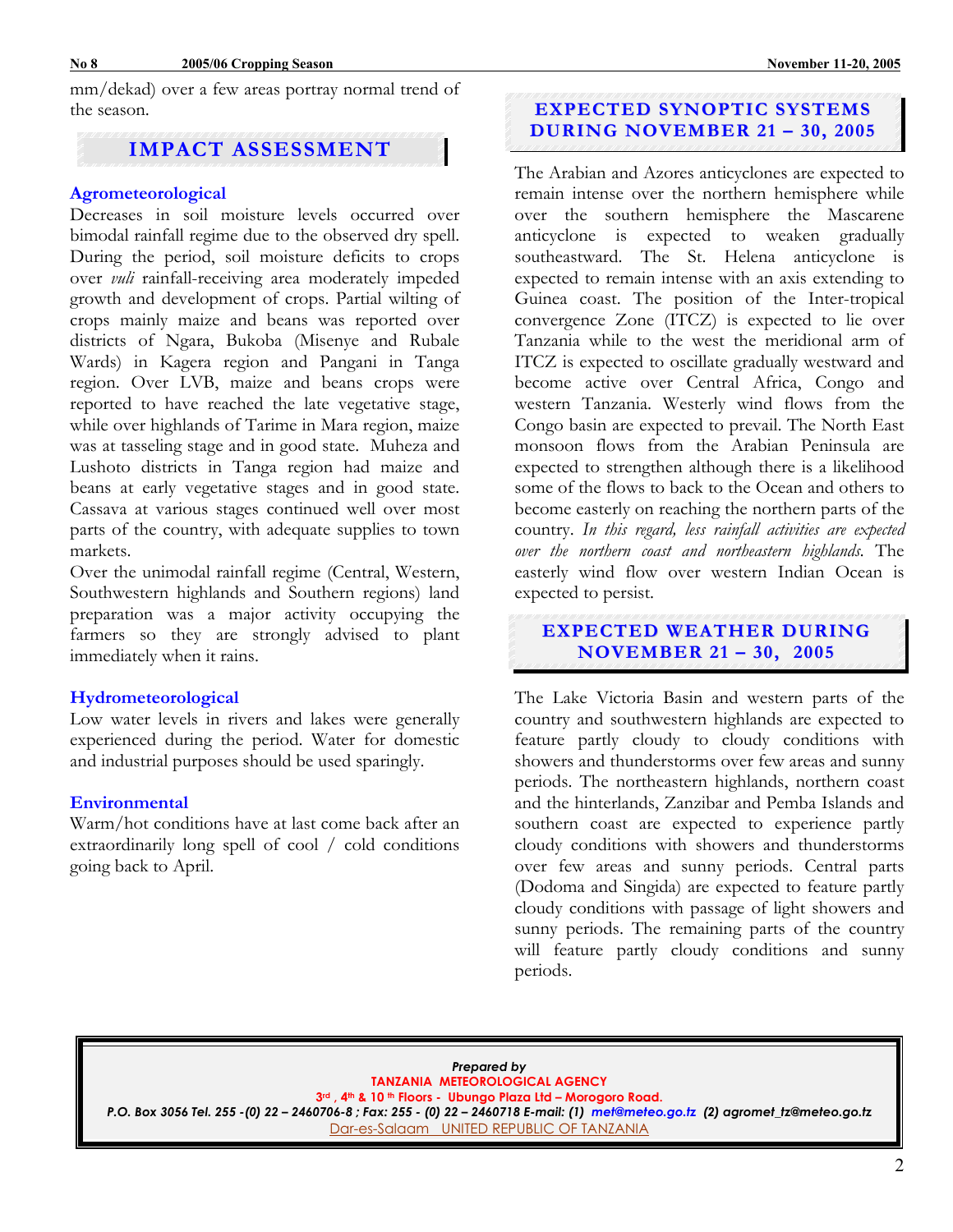mm/dekad) over a few areas portray normal trend of the season.

## IMPACT ASSESSMENT

### Agrometeorological

Decreases in soil moisture levels occurred over bimodal rainfall regime due to the observed dry spell. During the period, soil moisture deficits to crops over *vuli* rainfall-receiving area moderately impeded growth and development of crops. Partial wilting of crops mainly maize and beans was reported over districts of Ngara, Bukoba (Misenye and Rubale Wards) in Kagera region and Pangani in Tanga region. Over LVB, maize and beans crops were reported to have reached the late vegetative stage, while over highlands of Tarime in Mara region, maize was at tasseling stage and in good state. Muheza and Lushoto districts in Tanga region had maize and beans at early vegetative stages and in good state. Cassava at various stages continued well over most parts of the country, with adequate supplies to town markets.

Over the unimodal rainfall regime (Central, Western, Southwestern highlands and Southern regions) land preparation was a major activity occupying the farmers so they are strongly advised to plant immediately when it rains.

### Hydrometeorological

Low water levels in rivers and lakes were generally experienced during the period. Water for domestic and industrial purposes should be used sparingly.

### Environmental

Warm/hot conditions have at last come back after an extraordinarily long spell of cool / cold conditions going back to April.

## EXPECTED SYNOPTIC SYSTEMS DURING NOVEMBER 21 – 30, 2005

The Arabian and Azores anticyclones are expected to remain intense over the northern hemisphere while over the southern hemisphere the Mascarene anticyclone is expected to weaken gradually southeastward. The St. Helena anticyclone is expected to remain intense with an axis extending to Guinea coast. The position of the Inter-tropical convergence Zone (ITCZ) is expected to lie over Tanzania while to the west the meridional arm of ITCZ is expected to oscillate gradually westward and become active over Central Africa, Congo and western Tanzania. Westerly wind flows from the Congo basin are expected to prevail. The North East monsoon flows from the Arabian Peninsula are expected to strengthen although there is a likelihood some of the flows to back to the Ocean and others to become easterly on reaching the northern parts of the country. *In this regard, less rainfall activities are expected over the northern coast and northeastern highlands.* The easterly wind flow over western Indian Ocean is expected to persist.

## EXPECTED WEATHER DURING NOVEMBER 21 – 30, 2005

The Lake Victoria Basin and western parts of the country and southwestern highlands are expected to feature partly cloudy to cloudy conditions with showers and thunderstorms over few areas and sunny periods. The northeastern highlands, northern coast and the hinterlands, Zanzibar and Pemba Islands and southern coast are expected to experience partly cloudy conditions with showers and thunderstorms over few areas and sunny periods. Central parts (Dodoma and Singida) are expected to feature partly cloudy conditions with passage of light showers and sunny periods. The remaining parts of the country will feature partly cloudy conditions and sunny periods.

*Prepared by*
**TANZANIA METEOROLOGICAL AGENCY**
**3rd , 4th & 10 th Floors - Ubungo Plaza Ltd – Morogoro Road.**
***P.O. Box 3056 Tel. 255 -(0) 22 – 2460706-8 ; Fax: 255 - (0) 22 – 2460718 E-mail: (1) met@meteo.go.tz (2) agromet_tz@meteo.go.tz***
Dar-es-Salaam UNITED REPUBLIC OF TANZANIA